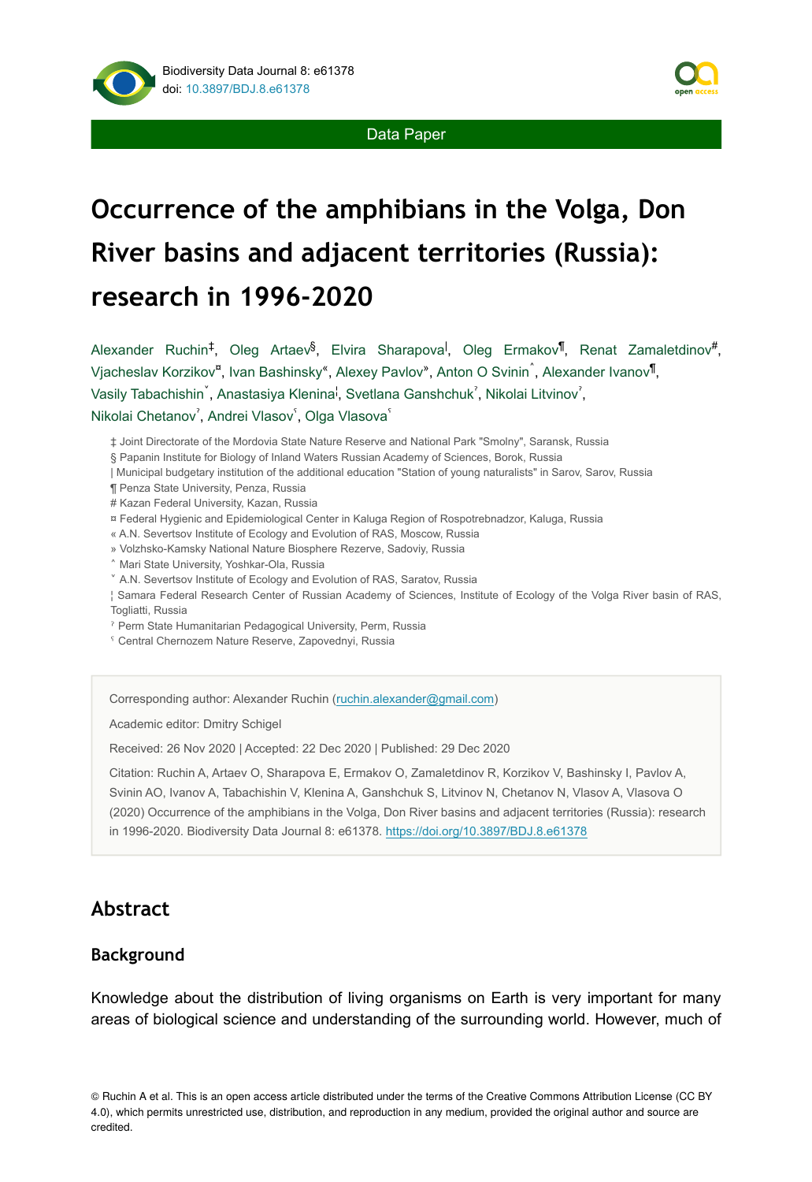Data Paper

# Occurrence of the amphibians in the Volga, Don River basins and adjacent territories (Russia): research in 1996-2020

Alexander Ruchin[‡], Oleg Artaev[§], Elvira Sharapova[|], Oleg Ermakov[¶], Renat Zamaletdinov[#], Vjacheslav Korzikov[¤], Ivan Bashinsky[«], Alexey Pavlov[»], Anton O Svinin[˄], Alexander Ivanov[¶], Vasily Tabachishin[˅], Anastasiya Klenina[¦], Svetlana Ganshchuk[ˀ], Nikolai Litvinov[ˀ], Nikolai Chetanov[ˀ], Andrei Vlasov[ˁ], Olga Vlasova[ˁ]

‡ Joint Directorate of the Mordovia State Nature Reserve and National Park "Smolny", Saransk, Russia
§ Papanin Institute for Biology of Inland Waters Russian Academy of Sciences, Borok, Russia
| Municipal budgetary institution of the additional education "Station of young naturalists" in Sarov, Sarov, Russia
¶ Penza State University, Penza, Russia
# Kazan Federal University, Kazan, Russia
¤ Federal Hygienic and Epidemiological Center in Kaluga Region of Rospotrebnadzor, Kaluga, Russia
« A.N. Severtsov Institute of Ecology and Evolution of RAS, Moscow, Russia
» Volzhsko-Kamsky National Nature Biosphere Rezerve, Sadoviy, Russia
˄ Mari State University, Yoshkar-Ola, Russia
˅ A.N. Severtsov Institute of Ecology and Evolution of RAS, Saratov, Russia
¦ Samara Federal Research Center of Russian Academy of Sciences, Institute of Ecology of the Volga River basin of RAS, Togliatti, Russia
ˀ Perm State Humanitarian Pedagogical University, Perm, Russia
ˁ Central Chernozem Nature Reserve, Zapovednyi, Russia

Corresponding author: Alexander Ruchin (ruchin.alexander@gmail.com)

Academic editor: Dmitry Schigel

Received: 26 Nov 2020 | Accepted: 22 Dec 2020 | Published: 29 Dec 2020

Citation: Ruchin A, Artaev O, Sharapova E, Ermakov O, Zamaletdinov R, Korzikov V, Bashinsky I, Pavlov A, Svinin AO, Ivanov A, Tabachishin V, Klenina A, Ganshchuk S, Litvinov N, Chetanov N, Vlasov A, Vlasova O (2020) Occurrence of the amphibians in the Volga, Don River basins and adjacent territories (Russia): research in 1996-2020. Biodiversity Data Journal 8: e61378. https://doi.org/10.3897/BDJ.8.e61378

## Abstract

### Background

Knowledge about the distribution of living organisms on Earth is very important for many areas of biological science and understanding of the surrounding world. However, much of

© Ruchin A et al. This is an open access article distributed under the terms of the Creative Commons Attribution License (CC BY 4.0), which permits unrestricted use, distribution, and reproduction in any medium, provided the original author and source are credited.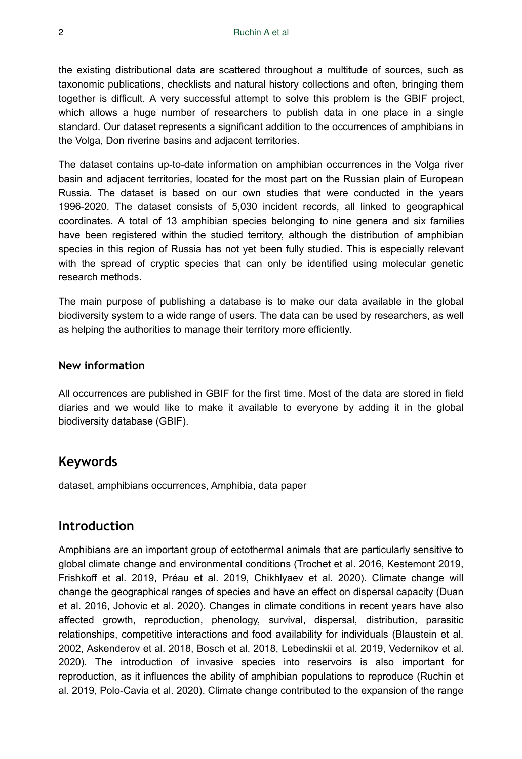the existing distributional data are scattered throughout a multitude of sources, such as taxonomic publications, checklists and natural history collections and often, bringing them together is difficult. A very successful attempt to solve this problem is the GBIF project, which allows a huge number of researchers to publish data in one place in a single standard. Our dataset represents a significant addition to the occurrences of amphibians in the Volga, Don riverine basins and adjacent territories.

The dataset contains up-to-date information on amphibian occurrences in the Volga river basin and adjacent territories, located for the most part on the Russian plain of European Russia. The dataset is based on our own studies that were conducted in the years 1996-2020. The dataset consists of 5,030 incident records, all linked to geographical coordinates. A total of 13 amphibian species belonging to nine genera and six families have been registered within the studied territory, although the distribution of amphibian species in this region of Russia has not yet been fully studied. This is especially relevant with the spread of cryptic species that can only be identified using molecular genetic research methods.

The main purpose of publishing a database is to make our data available in the global biodiversity system to a wide range of users. The data can be used by researchers, as well as helping the authorities to manage their territory more efficiently.

### New information

All occurrences are published in GBIF for the first time. Most of the data are stored in field diaries and we would like to make it available to everyone by adding it in the global biodiversity database (GBIF).

## Keywords

dataset, amphibians occurrences, Amphibia, data paper

## Introduction

Amphibians are an important group of ectothermal animals that are particularly sensitive to global climate change and environmental conditions (Trochet et al. 2016, Kestemont 2019, Frishkoff et al. 2019, Préau et al. 2019, Chikhlyaev et al. 2020). Climate change will change the geographical ranges of species and have an effect on dispersal capacity (Duan et al. 2016, Johovic et al. 2020). Changes in climate conditions in recent years have also affected growth, reproduction, phenology, survival, dispersal, distribution, parasitic relationships, competitive interactions and food availability for individuals (Blaustein et al. 2002, Askenderov et al. 2018, Bosch et al. 2018, Lebedinskii et al. 2019, Vedernikov et al. 2020). The introduction of invasive species into reservoirs is also important for reproduction, as it influences the ability of amphibian populations to reproduce (Ruchin et al. 2019, Polo-Cavia et al. 2020). Climate change contributed to the expansion of the range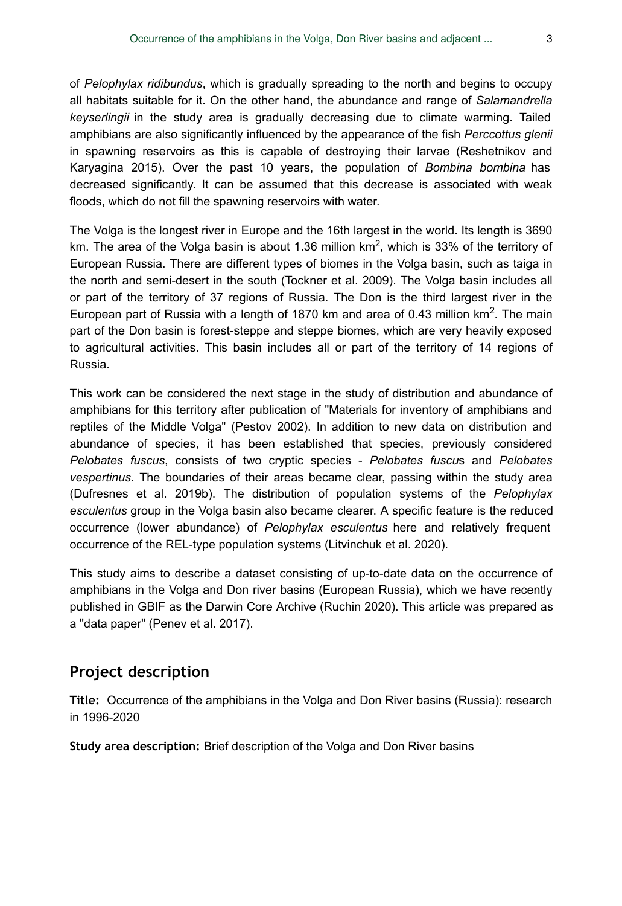of *Pelophylax ridibundus*, which is gradually spreading to the north and begins to occupy all habitats suitable for it. On the other hand, the abundance and range of *Salamandrella keyserlingii* in the study area is gradually decreasing due to climate warming. Tailed amphibians are also significantly influenced by the appearance of the fish *Perccottus glenii* in spawning reservoirs as this is capable of destroying their larvae (Reshetnikov and Karyagina 2015). Over the past 10 years, the population of *Bombina bombina* has decreased significantly. It can be assumed that this decrease is associated with weak floods, which do not fill the spawning reservoirs with water.

The Volga is the longest river in Europe and the 16th largest in the world. Its length is 3690 km. The area of the Volga basin is about 1.36 million km$^2$, which is 33% of the territory of European Russia. There are different types of biomes in the Volga basin, such as taiga in the north and semi-desert in the south (Tockner et al. 2009). The Volga basin includes all or part of the territory of 37 regions of Russia. The Don is the third largest river in the European part of Russia with a length of 1870 km and area of 0.43 million km$^2$. The main part of the Don basin is forest-steppe and steppe biomes, which are very heavily exposed to agricultural activities. This basin includes all or part of the territory of 14 regions of Russia.

This work can be considered the next stage in the study of distribution and abundance of amphibians for this territory after publication of "Materials for inventory of amphibians and reptiles of the Middle Volga" (Pestov 2002). In addition to new data on distribution and abundance of species, it has been established that species, previously considered *Pelobates fuscus*, consists of two cryptic species - *Pelobates fuscus* and *Pelobates vespertinus*. The boundaries of their areas became clear, passing within the study area (Dufresnes et al. 2019b). The distribution of population systems of the *Pelophylax esculentus* group in the Volga basin also became clearer. A specific feature is the reduced occurrence (lower abundance) of *Pelophylax esculentus* here and relatively frequent occurrence of the REL-type population systems (Litvinchuk et al. 2020).

This study aims to describe a dataset consisting of up-to-date data on the occurrence of amphibians in the Volga and Don river basins (European Russia), which we have recently published in GBIF as the Darwin Core Archive (Ruchin 2020). This article was prepared as a "data paper" (Penev et al. 2017).

## Project description

**Title:** Occurrence of the amphibians in the Volga and Don River basins (Russia): research in 1996-2020

**Study area description:** Brief description of the Volga and Don River basins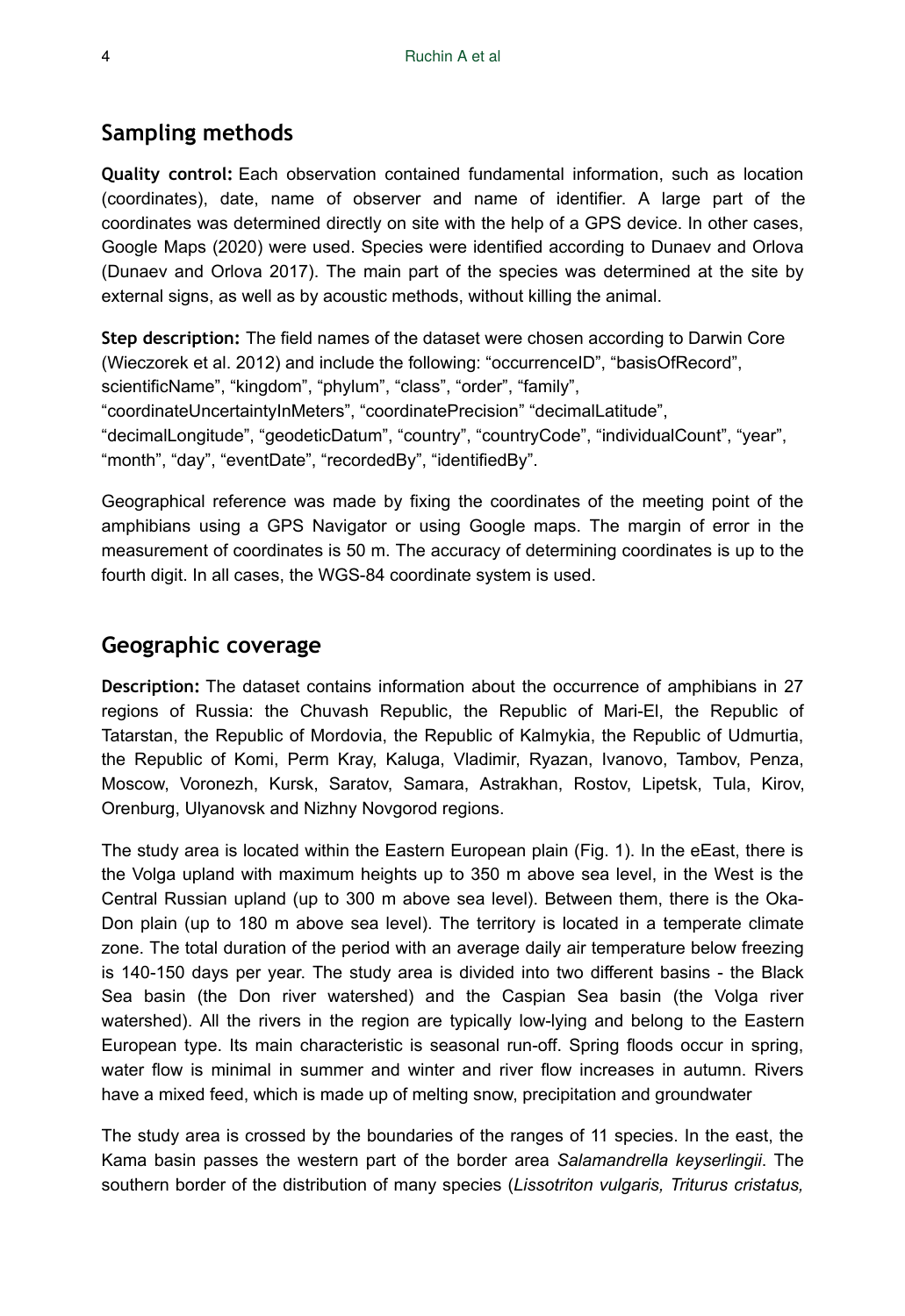## Sampling methods

**Quality control:** Each observation contained fundamental information, such as location (coordinates), date, name of observer and name of identifier. A large part of the coordinates was determined directly on site with the help of a GPS device. In other cases, Google Maps (2020) were used. Species were identified according to Dunaev and Orlova (Dunaev and Orlova 2017). The main part of the species was determined at the site by external signs, as well as by acoustic methods, without killing the animal.

**Step description:** The field names of the dataset were chosen according to Darwin Core (Wieczorek et al. 2012) and include the following: "occurrenceID", "basisOfRecord", scientificName", "kingdom", "phylum", "class", "order", "family", "coordinateUncertaintyInMeters", "coordinatePrecision" "decimalLatitude", "decimalLongitude", "geodeticDatum", "country", "countryCode", "individualCount", "year", "month", "day", "eventDate", "recordedBy", "identifiedBy".

Geographical reference was made by fixing the coordinates of the meeting point of the amphibians using a GPS Navigator or using Google maps. The margin of error in the measurement of coordinates is 50 m. The accuracy of determining coordinates is up to the fourth digit. In all cases, the WGS-84 coordinate system is used.

## Geographic coverage

**Description:** The dataset contains information about the occurrence of amphibians in 27 regions of Russia: the Chuvash Republic, the Republic of Mari-El, the Republic of Tatarstan, the Republic of Mordovia, the Republic of Kalmykia, the Republic of Udmurtia, the Republic of Komi, Perm Kray, Kaluga, Vladimir, Ryazan, Ivanovo, Tambov, Penza, Moscow, Voronezh, Kursk, Saratov, Samara, Astrakhan, Rostov, Lipetsk, Tula, Kirov, Orenburg, Ulyanovsk and Nizhny Novgorod regions.

The study area is located within the Eastern European plain (Fig. 1). In the eEast, there is the Volga upland with maximum heights up to 350 m above sea level, in the West is the Central Russian upland (up to 300 m above sea level). Between them, there is the Oka-Don plain (up to 180 m above sea level). The territory is located in a temperate climate zone. The total duration of the period with an average daily air temperature below freezing is 140-150 days per year. The study area is divided into two different basins - the Black Sea basin (the Don river watershed) and the Caspian Sea basin (the Volga river watershed). All the rivers in the region are typically low-lying and belong to the Eastern European type. Its main characteristic is seasonal run-off. Spring floods occur in spring, water flow is minimal in summer and winter and river flow increases in autumn. Rivers have a mixed feed, which is made up of melting snow, precipitation and groundwater

The study area is crossed by the boundaries of the ranges of 11 species. In the east, the Kama basin passes the western part of the border area *Salamandrella keyserlingii*. The southern border of the distribution of many species (*Lissotriton vulgaris, Triturus cristatus,*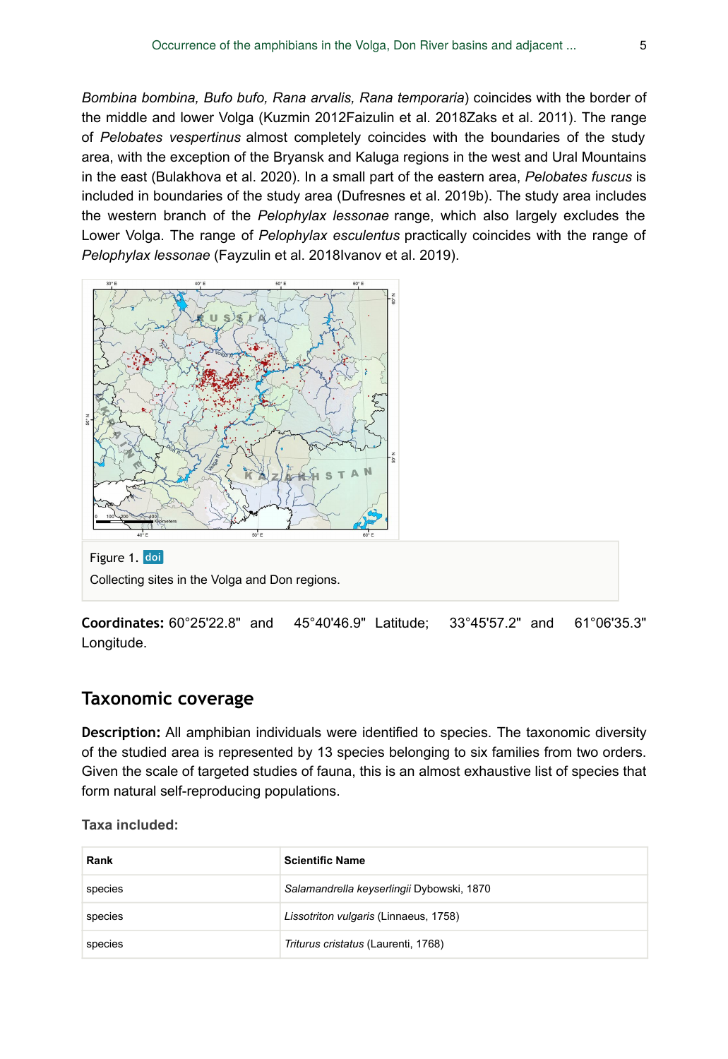*Bombina bombina, Bufo bufo, Rana arvalis, Rana temporaria*) coincides with the border of the middle and lower Volga (Kuzmin 2012Faizulin et al. 2018Zaks et al. 2011). The range of *Pelobates vespertinus* almost completely coincides with the boundaries of the study area, with the exception of the Bryansk and Kaluga regions in the west and Ural Mountains in the east (Bulakhova et al. 2020). In a small part of the eastern area, *Pelobates fuscus* is included in boundaries of the study area (Dufresnes et al. 2019b). The study area includes the western branch of the *Pelophylax lessonae* range, which also largely excludes the Lower Volga. The range of *Pelophylax esculentus* practically coincides with the range of *Pelophylax lessonae* (Fayzulin et al. 2018Ivanov et al. 2019).

Figure 1. doi

Collecting sites in the Volga and Don regions.

**Coordinates:** 60°25'22.8" and 45°40'46.9" Latitude; 33°45'57.2" and 61°06'35.3" Longitude.

## Taxonomic coverage

**Description:** All amphibian individuals were identified to species. The taxonomic diversity of the studied area is represented by 13 species belonging to six families from two orders. Given the scale of targeted studies of fauna, this is an almost exhaustive list of species that form natural self-reproducing populations.

**Taxa included:**

| Rank | Scientific Name |
|---|---|
| species | *Salamandrella keyserlingii* Dybowski, 1870 |
| species | *Lissotriton vulgaris* (Linnaeus, 1758) |
| species | *Triturus cristatus* (Laurenti, 1768) |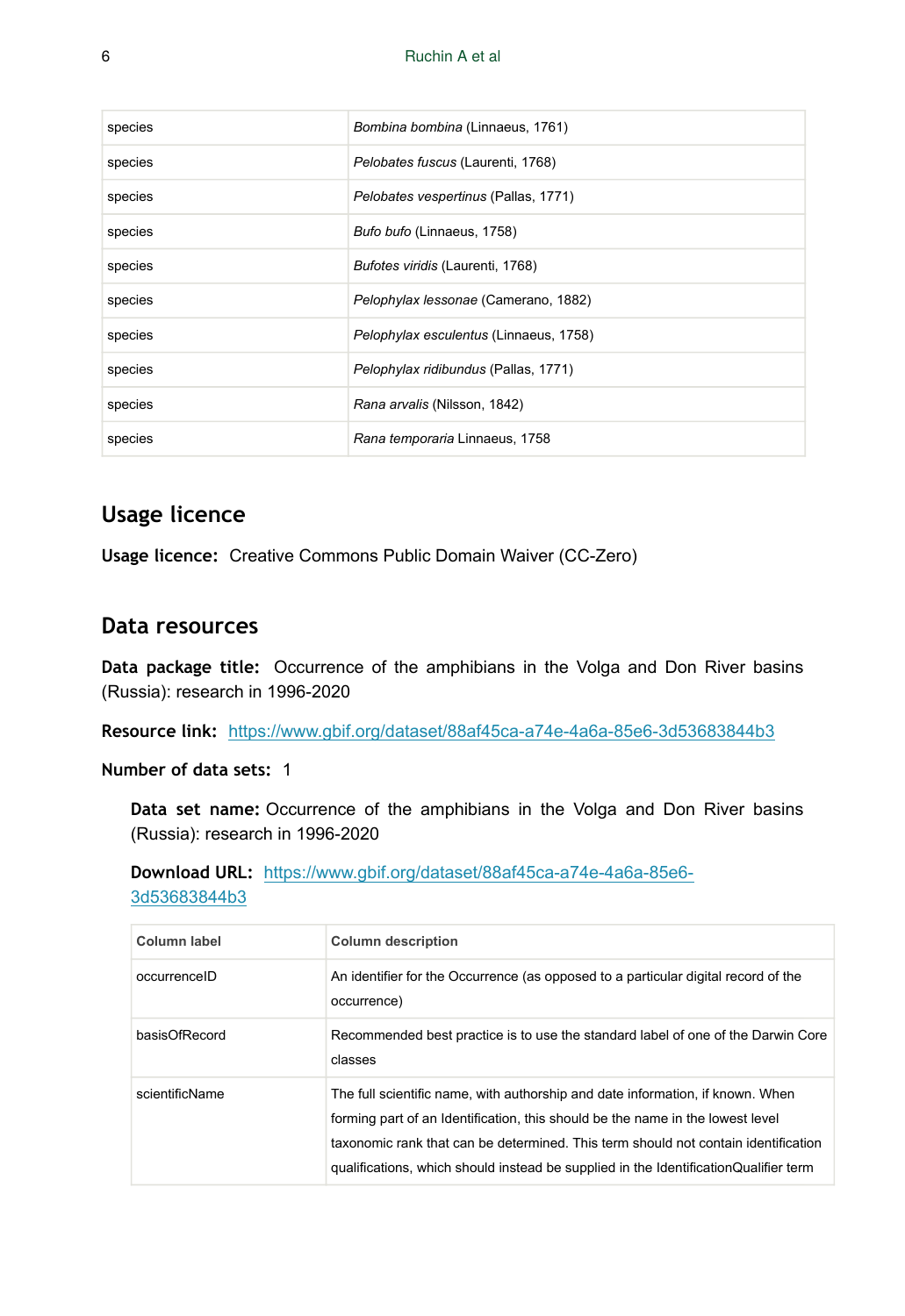| species | *Bombina bombina* (Linnaeus, 1761) |
|---|---|
| species | *Pelobates fuscus* (Laurenti, 1768) |
| species | *Pelobates vespertinus* (Pallas, 1771) |
| species | *Bufo bufo* (Linnaeus, 1758) |
| species | *Bufotes viridis* (Laurenti, 1768) |
| species | *Pelophylax lessonae* (Camerano, 1882) |
| species | *Pelophylax esculentus* (Linnaeus, 1758) |
| species | *Pelophylax ridibundus* (Pallas, 1771) |
| species | *Rana arvalis* (Nilsson, 1842) |
| species | *Rana temporaria* Linnaeus, 1758 |

## Usage licence

**Usage licence:** Creative Commons Public Domain Waiver (CC-Zero)

## Data resources

**Data package title:** Occurrence of the amphibians in the Volga and Don River basins (Russia): research in 1996-2020

**Resource link:** https://www.gbif.org/dataset/88af45ca-a74e-4a6a-85e6-3d53683844b3

**Number of data sets:** 1

**Data set name:** Occurrence of the amphibians in the Volga and Don River basins (Russia): research in 1996-2020

**Download URL:** https://www.gbif.org/dataset/88af45ca-a74e-4a6a-85e6-3d53683844b3

| Column label | Column description |
|---|---|
| occurrenceID | An identifier for the Occurrence (as opposed to a particular digital record of the occurrence) |
| basisOfRecord | Recommended best practice is to use the standard label of one of the Darwin Core classes |
| scientificName | The full scientific name, with authorship and date information, if known. When forming part of an Identification, this should be the name in the lowest level taxonomic rank that can be determined. This term should not contain identification qualifications, which should instead be supplied in the IdentificationQualifier term |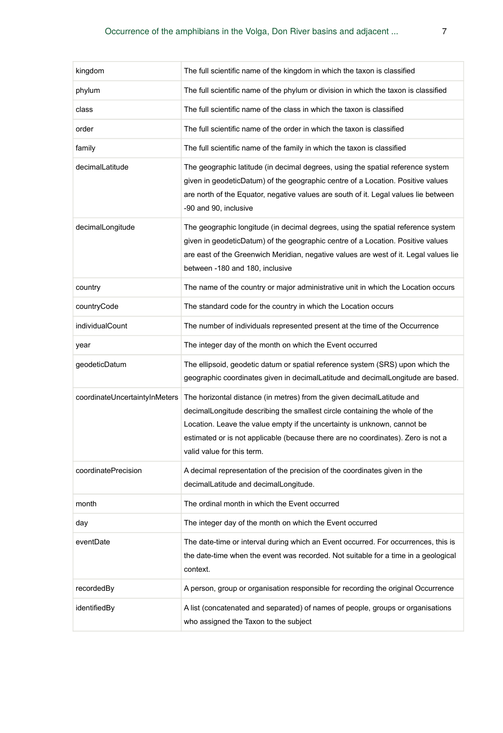| kingdom | The full scientific name of the kingdom in which the taxon is classified |
|---|---|
| phylum | The full scientific name of the phylum or division in which the taxon is classified |
| class | The full scientific name of the class in which the taxon is classified |
| order | The full scientific name of the order in which the taxon is classified |
| family | The full scientific name of the family in which the taxon is classified |
| decimalLatitude | The geographic latitude (in decimal degrees, using the spatial reference system given in geodeticDatum) of the geographic centre of a Location. Positive values are north of the Equator, negative values are south of it. Legal values lie between -90 and 90, inclusive |
| decimalLongitude | The geographic longitude (in decimal degrees, using the spatial reference system given in geodeticDatum) of the geographic centre of a Location. Positive values are east of the Greenwich Meridian, negative values are west of it. Legal values lie between -180 and 180, inclusive |
| country | The name of the country or major administrative unit in which the Location occurs |
| countryCode | The standard code for the country in which the Location occurs |
| individualCount | The number of individuals represented present at the time of the Occurrence |
| year | The integer day of the month on which the Event occurred |
| geodeticDatum | The ellipsoid, geodetic datum or spatial reference system (SRS) upon which the geographic coordinates given in decimalLatitude and decimalLongitude are based. |
| coordinateUncertaintyInMeters | The horizontal distance (in metres) from the given decimalLatitude and decimalLongitude describing the smallest circle containing the whole of the Location. Leave the value empty if the uncertainty is unknown, cannot be estimated or is not applicable (because there are no coordinates). Zero is not a valid value for this term. |
| coordinatePrecision | A decimal representation of the precision of the coordinates given in the decimalLatitude and decimalLongitude. |
| month | The ordinal month in which the Event occurred |
| day | The integer day of the month on which the Event occurred |
| eventDate | The date-time or interval during which an Event occurred. For occurrences, this is the date-time when the event was recorded. Not suitable for a time in a geological context. |
| recordedBy | A person, group or organisation responsible for recording the original Occurrence |
| identifiedBy | A list (concatenated and separated) of names of people, groups or organisations who assigned the Taxon to the subject |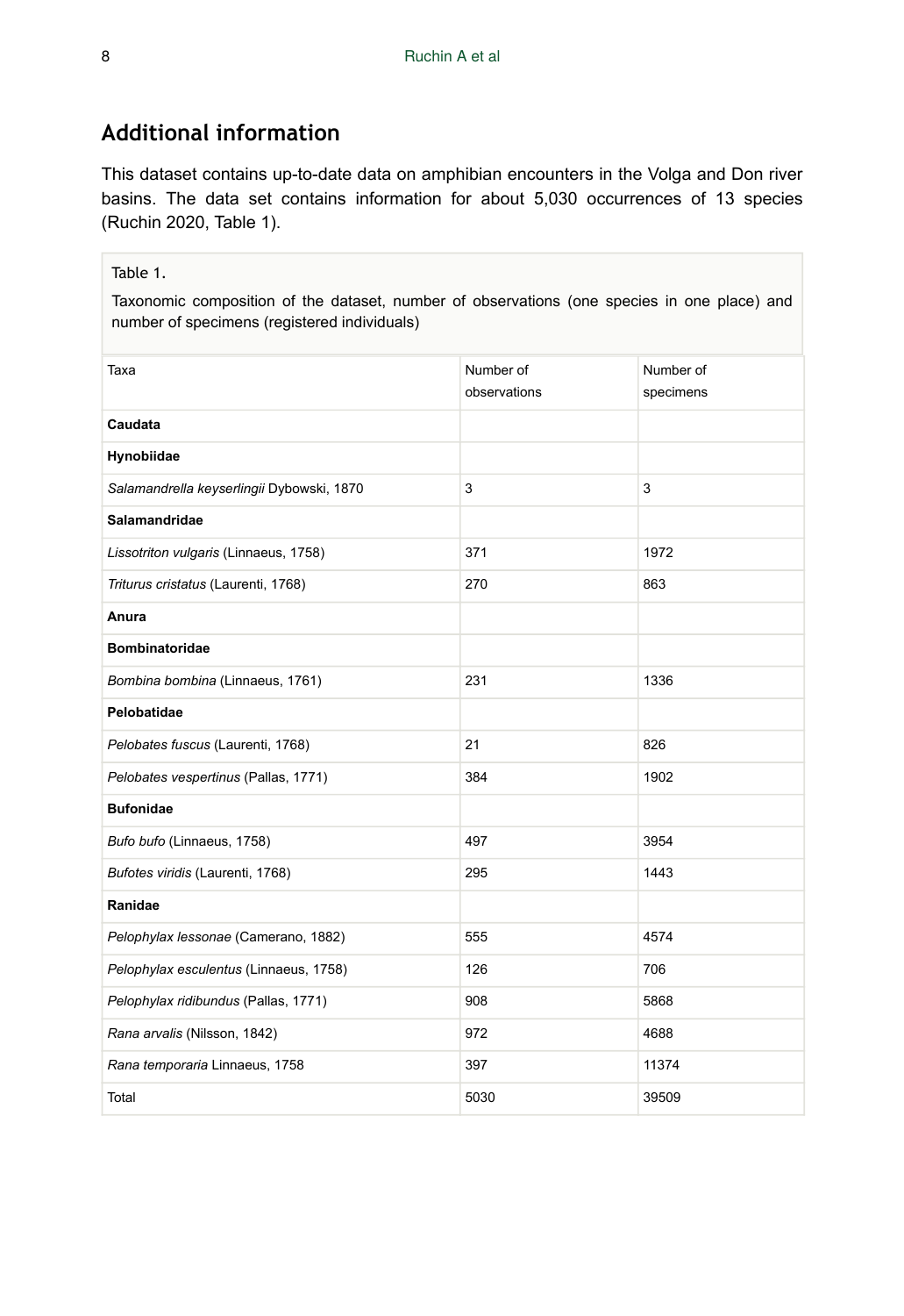## Additional information

This dataset contains up-to-date data on amphibian encounters in the Volga and Don river basins. The data set contains information for about 5,030 occurrences of 13 species (Ruchin 2020, Table 1).

Table 1.

Taxonomic composition of the dataset, number of observations (one species in one place) and number of specimens (registered individuals)

| Taxa | Number of observations | Number of specimens |
| --- | --- | --- |
| **Caudata** | | |
| **Hynobiidae** | | |
| *Salamandrella keyserlingii* Dybowski, 1870 | 3 | 3 |
| **Salamandridae** | | |
| *Lissotriton vulgaris* (Linnaeus, 1758) | 371 | 1972 |
| *Triturus cristatus* (Laurenti, 1768) | 270 | 863 |
| **Anura** | | |
| **Bombinatoridae** | | |
| *Bombina bombina* (Linnaeus, 1761) | 231 | 1336 |
| **Pelobatidae** | | |
| *Pelobates fuscus* (Laurenti, 1768) | 21 | 826 |
| *Pelobates vespertinus* (Pallas, 1771) | 384 | 1902 |
| **Bufonidae** | | |
| *Bufo bufo* (Linnaeus, 1758) | 497 | 3954 |
| *Bufotes viridis* (Laurenti, 1768) | 295 | 1443 |
| **Ranidae** | | |
| *Pelophylax lessonae* (Camerano, 1882) | 555 | 4574 |
| *Pelophylax esculentus* (Linnaeus, 1758) | 126 | 706 |
| *Pelophylax ridibundus* (Pallas, 1771) | 908 | 5868 |
| *Rana arvalis* (Nilsson, 1842) | 972 | 4688 |
| *Rana temporaria* Linnaeus, 1758 | 397 | 11374 |
| Total | 5030 | 39509 |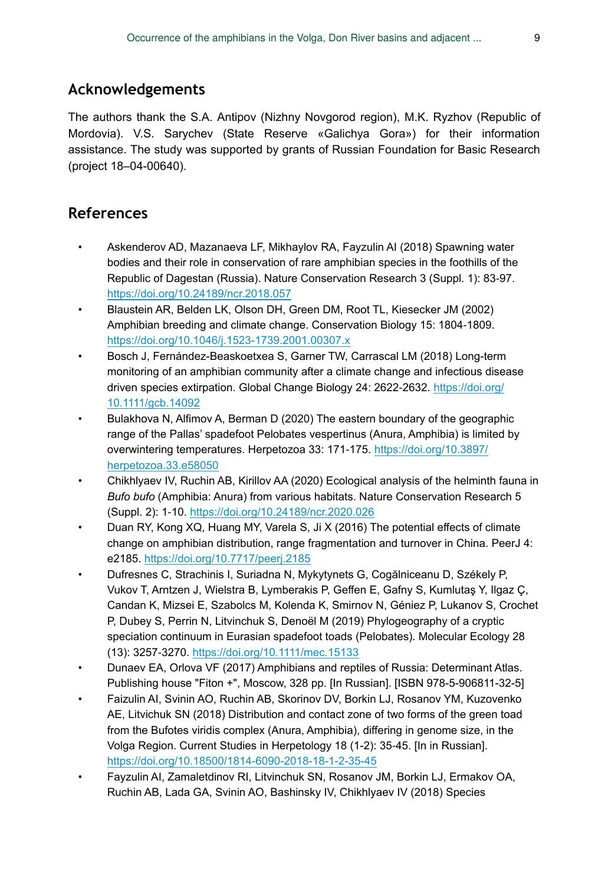## Acknowledgements

The authors thank the S.A. Antipov (Nizhny Novgorod region), M.K. Ryzhov (Republic of Mordovia). V.S. Sarychev (State Reserve «Galichya Gora») for their information assistance. The study was supported by grants of Russian Foundation for Basic Research (project 18–04-00640).

## References

- Askenderov AD, Mazanaeva LF, Mikhaylov RA, Fayzulin AI (2018) Spawning water bodies and their role in conservation of rare amphibian species in the foothills of the Republic of Dagestan (Russia). Nature Conservation Research 3 (Suppl. 1): 83-97. https://doi.org/10.24189/ncr.2018.057
- Blaustein AR, Belden LK, Olson DH, Green DM, Root TL, Kiesecker JM (2002) Amphibian breeding and climate change. Conservation Biology 15: 1804-1809. https://doi.org/10.1046/j.1523-1739.2001.00307.x
- Bosch J, Fernández-Beaskoetxea S, Garner TW, Carrascal LM (2018) Long-term monitoring of an amphibian community after a climate change and infectious disease driven species extirpation. Global Change Biology 24: 2622-2632. https://doi.org/10.1111/gcb.14092
- Bulakhova N, Alfimov A, Berman D (2020) The eastern boundary of the geographic range of the Pallas' spadefoot Pelobates vespertinus (Anura, Amphibia) is limited by overwintering temperatures. Herpetozoa 33: 171-175. https://doi.org/10.3897/herpetozoa.33.e58050
- Chikhlyaev IV, Ruchin AB, Kirillov AA (2020) Ecological analysis of the helminth fauna in *Bufo bufo* (Amphibia: Anura) from various habitats. Nature Conservation Research 5 (Suppl. 2): 1-10. https://doi.org/10.24189/ncr.2020.026
- Duan RY, Kong XQ, Huang MY, Varela S, Ji X (2016) The potential effects of climate change on amphibian distribution, range fragmentation and turnover in China. PeerJ 4: e2185. https://doi.org/10.7717/peerj.2185
- Dufresnes C, Strachinis I, Suriadna N, Mykytynets G, Cogălniceanu D, Székely P, Vukov T, Arntzen J, Wielstra B, Lymberakis P, Geffen E, Gafny S, Kumlutaş Y, Ilgaz Ç, Candan K, Mizsei E, Szabolcs M, Kolenda K, Smirnov N, Géniez P, Lukanov S, Crochet P, Dubey S, Perrin N, Litvinchuk S, Denoël M (2019) Phylogeography of a cryptic speciation continuum in Eurasian spadefoot toads (Pelobates). Molecular Ecology 28 (13): 3257-3270. https://doi.org/10.1111/mec.15133
- Dunaev EA, Orlova VF (2017) Amphibians and reptiles of Russia: Determinant Atlas. Publishing house "Fiton +", Moscow, 328 pp. [In Russian]. [ISBN 978-5-906811-32-5]
- Faizulin AI, Svinin AO, Ruchin AB, Skorinov DV, Borkin LJ, Rosanov YM, Kuzovenko AE, Litvinchuk SN (2018) Distribution and contact zone of two forms of the green toad from the Bufotes viridis complex (Anura, Amphibia), differing in genome size, in the Volga Region. Current Studies in Herpetology 18 (1-2): 35-45. [In in Russian]. https://doi.org/10.18500/1814-6090-2018-18-1-2-35-45
- Fayzulin AI, Zamaletdinov RI, Litvinchuk SN, Rosanov JM, Borkin LJ, Ermakov OA, Ruchin AB, Lada GA, Svinin AO, Bashinsky IV, Chikhlyaev IV (2018) Species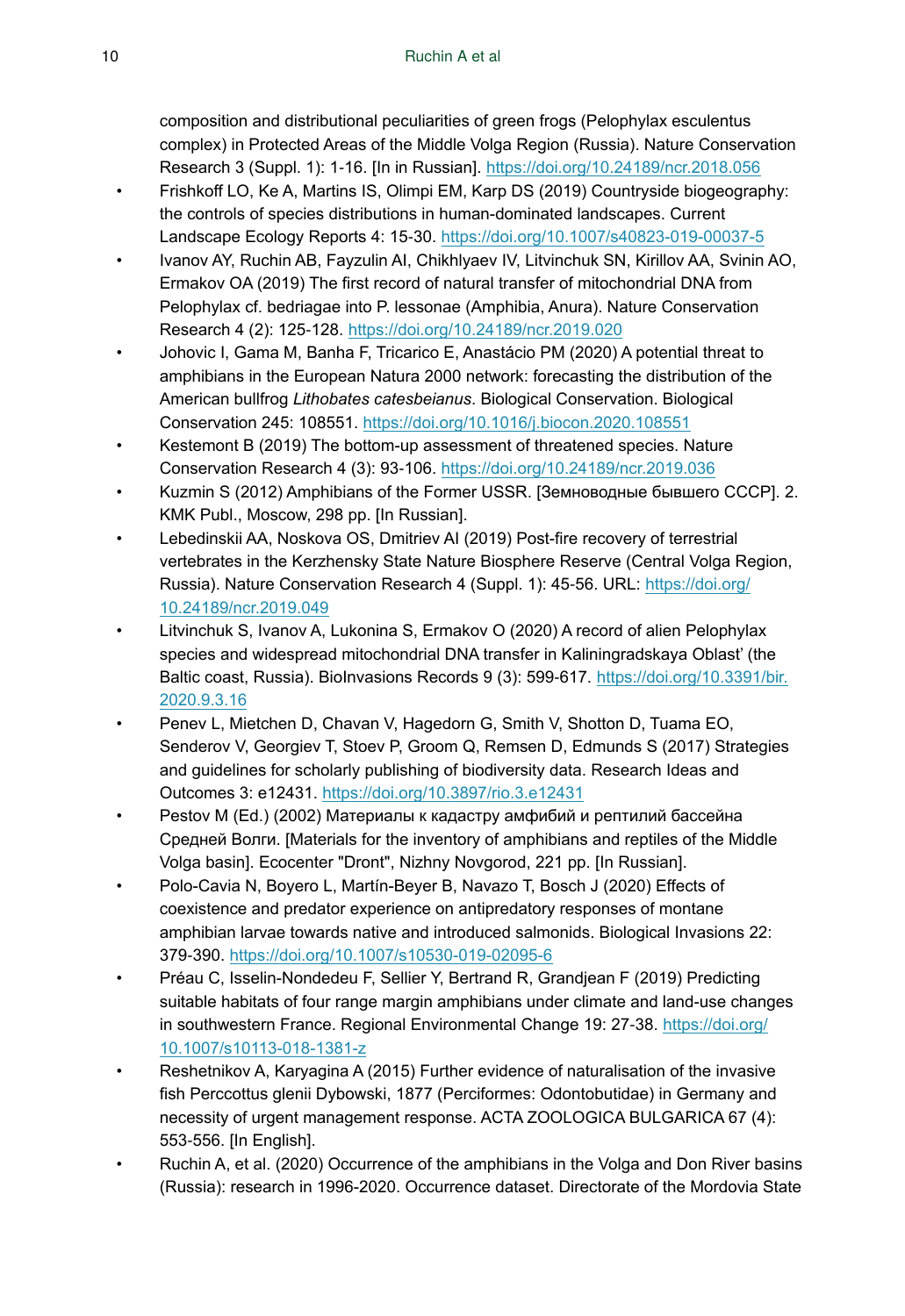composition and distributional peculiarities of green frogs (Pelophylax esculentus complex) in Protected Areas of the Middle Volga Region (Russia). Nature Conservation Research 3 (Suppl. 1): 1-16. [In in Russian]. https://doi.org/10.24189/ncr.2018.056

- Frishkoff LO, Ke A, Martins IS, Olimpi EM, Karp DS (2019) Countryside biogeography: the controls of species distributions in human-dominated landscapes. Current Landscape Ecology Reports 4: 15-30. https://doi.org/10.1007/s40823-019-00037-5
- Ivanov AY, Ruchin AB, Fayzulin AI, Chikhlyaev IV, Litvinchuk SN, Kirillov AA, Svinin AO, Ermakov OA (2019) The first record of natural transfer of mitochondrial DNA from Pelophylax cf. bedriagae into P. lessonae (Amphibia, Anura). Nature Conservation Research 4 (2): 125-128. https://doi.org/10.24189/ncr.2019.020
- Johovic I, Gama M, Banha F, Tricarico E, Anastácio PM (2020) A potential threat to amphibians in the European Natura 2000 network: forecasting the distribution of the American bullfrog *Lithobates catesbeianus*. Biological Conservation. Biological Conservation 245: 108551. https://doi.org/10.1016/j.biocon.2020.108551
- Kestemont B (2019) The bottom-up assessment of threatened species. Nature Conservation Research 4 (3): 93-106. https://doi.org/10.24189/ncr.2019.036
- Kuzmin S (2012) Amphibians of the Former USSR. [Земноводные бывшего СССР]. 2. KMK Publ., Moscow, 298 pp. [In Russian].
- Lebedinskii AA, Noskova OS, Dmitriev AI (2019) Post-fire recovery of terrestrial vertebrates in the Kerzhensky State Nature Biosphere Reserve (Central Volga Region, Russia). Nature Conservation Research 4 (Suppl. 1): 45-56. URL: https://doi.org/10.24189/ncr.2019.049
- Litvinchuk S, Ivanov A, Lukonina S, Ermakov O (2020) A record of alien Pelophylax species and widespread mitochondrial DNA transfer in Kaliningradskaya Oblast' (the Baltic coast, Russia). BioInvasions Records 9 (3): 599-617. https://doi.org/10.3391/bir.2020.9.3.16
- Penev L, Mietchen D, Chavan V, Hagedorn G, Smith V, Shotton D, Tuama EO, Senderov V, Georgiev T, Stoev P, Groom Q, Remsen D, Edmunds S (2017) Strategies and guidelines for scholarly publishing of biodiversity data. Research Ideas and Outcomes 3: e12431. https://doi.org/10.3897/rio.3.e12431
- Pestov M (Ed.) (2002) Материалы к кадастру амфибий и рептилий бассейна Средней Волги. [Materials for the inventory of amphibians and reptiles of the Middle Volga basin]. Ecocenter "Dront", Nizhny Novgorod, 221 pp. [In Russian].
- Polo-Cavia N, Boyero L, Martín-Beyer B, Navazo T, Bosch J (2020) Effects of coexistence and predator experience on antipredatory responses of montane amphibian larvae towards native and introduced salmonids. Biological Invasions 22: 379-390. https://doi.org/10.1007/s10530-019-02095-6
- Préau C, Isselin-Nondedeu F, Sellier Y, Bertrand R, Grandjean F (2019) Predicting suitable habitats of four range margin amphibians under climate and land-use changes in southwestern France. Regional Environmental Change 19: 27-38. https://doi.org/10.1007/s10113-018-1381-z
- Reshetnikov A, Karyagina A (2015) Further evidence of naturalisation of the invasive fish Perccottus glenii Dybowski, 1877 (Perciformes: Odontobutidae) in Germany and necessity of urgent management response. ACTA ZOOLOGICA BULGARICA 67 (4): 553-556. [In English].
- Ruchin A, et al. (2020) Occurrence of the amphibians in the Volga and Don River basins (Russia): research in 1996-2020. Occurrence dataset. Directorate of the Mordovia State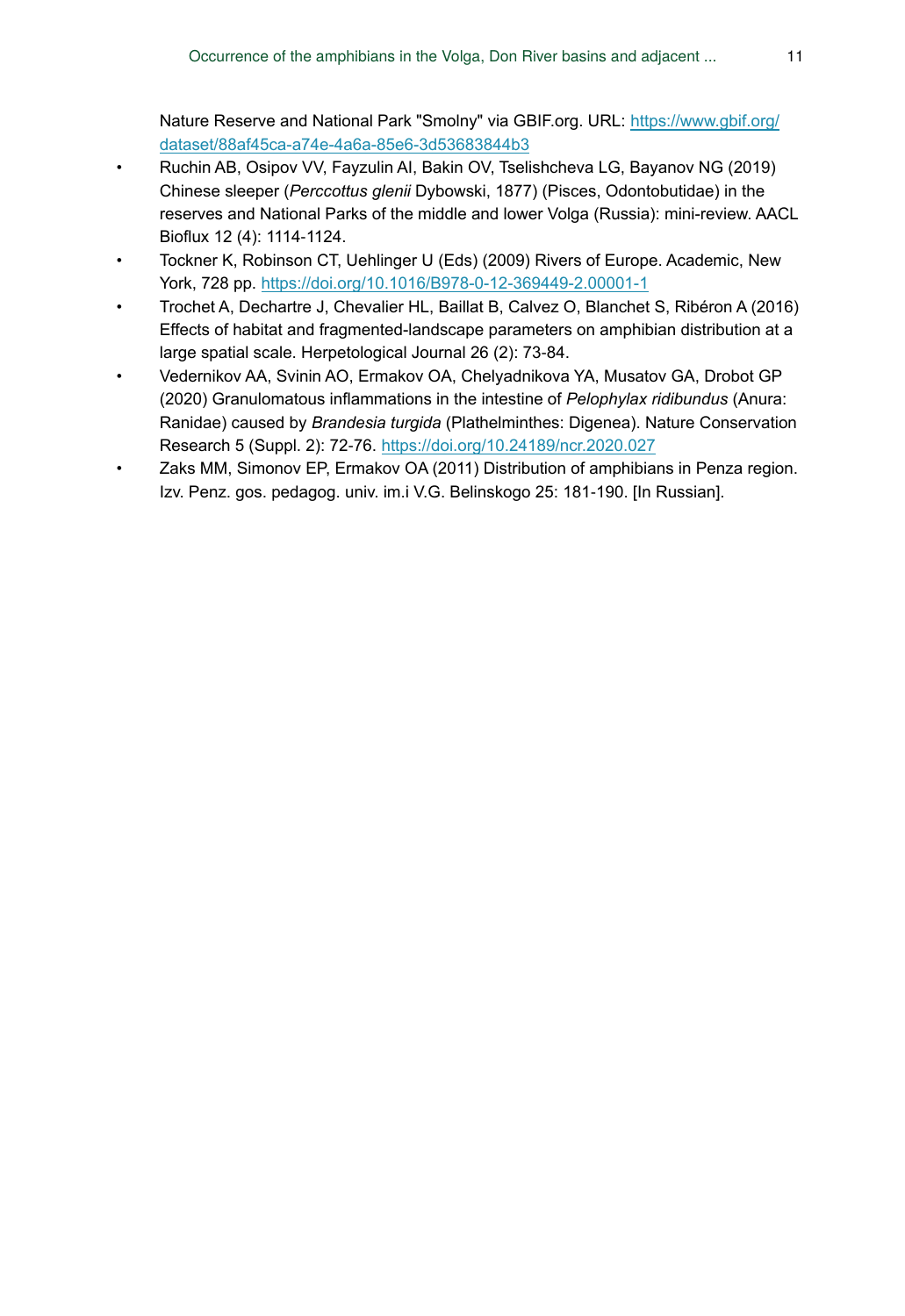Nature Reserve and National Park "Smolny" via GBIF.org. URL: https://www.gbif.org/dataset/88af45ca-a74e-4a6a-85e6-3d53683844b3

- Ruchin AB, Osipov VV, Fayzulin AI, Bakin OV, Tselishcheva LG, Bayanov NG (2019) Chinese sleeper (*Perccottus glenii* Dybowski, 1877) (Pisces, Odontobutidae) in the reserves and National Parks of the middle and lower Volga (Russia): mini-review. AACL Bioflux 12 (4): 1114-1124.
- Tockner K, Robinson CT, Uehlinger U (Eds) (2009) Rivers of Europe. Academic, New York, 728 pp. https://doi.org/10.1016/B978-0-12-369449-2.00001-1
- Trochet A, Dechartre J, Chevalier HL, Baillat B, Calvez O, Blanchet S, Ribéron A (2016) Effects of habitat and fragmented-landscape parameters on amphibian distribution at a large spatial scale. Herpetological Journal 26 (2): 73-84.
- Vedernikov AA, Svinin AO, Ermakov OA, Chelyadnikova YA, Musatov GA, Drobot GP (2020) Granulomatous inflammations in the intestine of *Pelophylax ridibundus* (Anura: Ranidae) caused by *Brandesia turgida* (Plathelminthes: Digenea). Nature Conservation Research 5 (Suppl. 2): 72-76. https://doi.org/10.24189/ncr.2020.027
- Zaks MM, Simonov EP, Ermakov OA (2011) Distribution of amphibians in Penza region. Izv. Penz. gos. pedagog. univ. im.i V.G. Belinskogo 25: 181-190. [In Russian].